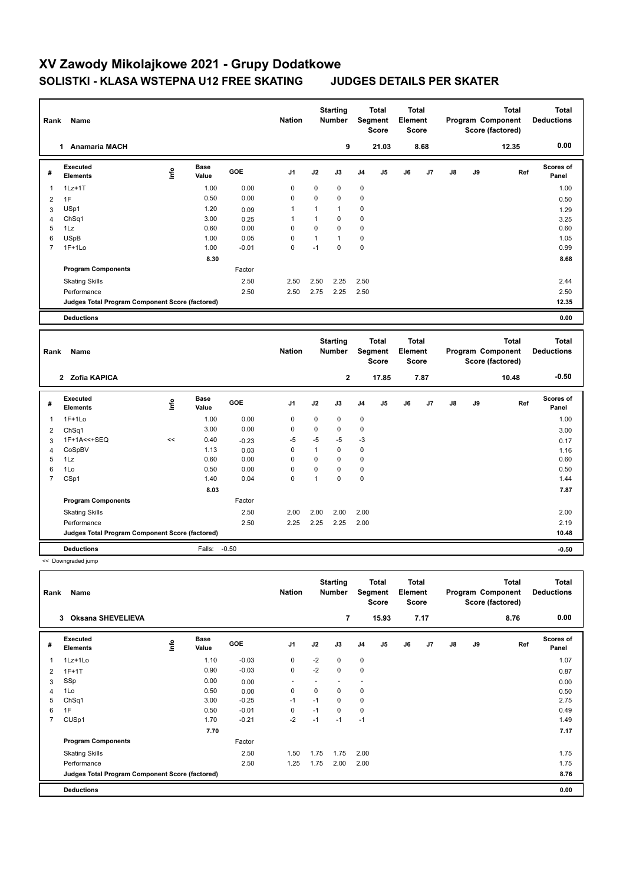# XV Zawody Mikolajkowe 2021 - Grupy Dodatkowe

## SOLISTKI - KLASA WSTEPNA U12 FREE SKATING JUDGES DETAILS PER SKATER

| Rank | Name | Nation | Starting Number | Total Segment Score | Total Element Score | Total Program Component Score (factored) | Total Deductions |
|---|---|---|---|---|---|---|---|
| 1 | Anamaria MACH | | 9 | 21.03 | 8.68 | 12.35 | 0.00 |

| # | Executed Elements | Info | Base Value | GOE | J1 | J2 | J3 | J4 | J5 | J6 | J7 | J8 | J9 | Ref | Scores of Panel |
|---|---|---|---|---|---|---|---|---|---|---|---|---|---|---|---|
| 1 | 1Lz+1T | | 1.00 | 0.00 | 0 | 0 | 0 | 0 | | | | | | | 1.00 |
| 2 | 1F | | 0.50 | 0.00 | 0 | 0 | 0 | 0 | | | | | | | 0.50 |
| 3 | USp1 | | 1.20 | 0.09 | 1 | 1 | 1 | 0 | | | | | | | 1.29 |
| 4 | ChSq1 | | 3.00 | 0.25 | 1 | 1 | 0 | 0 | | | | | | | 3.25 |
| 5 | 1Lz | | 0.60 | 0.00 | 0 | 0 | 0 | 0 | | | | | | | 0.60 |
| 6 | USpB | | 1.00 | 0.05 | 0 | 1 | 1 | 0 | | | | | | | 1.05 |
| 7 | 1F+1Lo | | 1.00 | -0.01 | 0 | -1 | 0 | 0 | | | | | | | 0.99 |
| | | | 8.30 | | | | | | | | | | | | 8.68 |
| | Program Components | | | Factor | | | | | | | | | | | |
| | Skating Skills | | | 2.50 | 2.50 | 2.50 | 2.25 | 2.50 | | | | | | | 2.44 |
| | Performance | | | 2.50 | 2.50 | 2.75 | 2.25 | 2.50 | | | | | | | 2.50 |
| | Judges Total Program Component Score (factored) | | | | | | | | | | | | | | 12.35 |
| | Deductions | | | | | | | | | | | | | | 0.00 |

| Rank | Name | Nation | Starting Number | Total Segment Score | Total Element Score | Total Program Component Score (factored) | Total Deductions |
|---|---|---|---|---|---|---|---|
| 2 | Zofia KAPICA | | 2 | 17.85 | 7.87 | 10.48 | -0.50 |

| # | Executed Elements | Info | Base Value | GOE | J1 | J2 | J3 | J4 | J5 | J6 | J7 | J8 | J9 | Ref | Scores of Panel |
|---|---|---|---|---|---|---|---|---|---|---|---|---|---|---|---|
| 1 | 1F+1Lo | | 1.00 | 0.00 | 0 | 0 | 0 | 0 | | | | | | | 1.00 |
| 2 | ChSq1 | | 3.00 | 0.00 | 0 | 0 | 0 | 0 | | | | | | | 3.00 |
| 3 | 1F+1A<<+SEQ | << | 0.40 | -0.23 | -5 | -5 | -5 | -3 | | | | | | | 0.17 |
| 4 | CoSpBV | | 1.13 | 0.03 | 0 | 1 | 0 | 0 | | | | | | | 1.16 |
| 5 | 1Lz | | 0.60 | 0.00 | 0 | 0 | 0 | 0 | | | | | | | 0.60 |
| 6 | 1Lo | | 0.50 | 0.00 | 0 | 0 | 0 | 0 | | | | | | | 0.50 |
| 7 | CSp1 | | 1.40 | 0.04 | 0 | 1 | 0 | 0 | | | | | | | 1.44 |
| | | | 8.03 | | | | | | | | | | | | 7.87 |
| | Program Components | | | Factor | | | | | | | | | | | |
| | Skating Skills | | | 2.50 | 2.00 | 2.00 | 2.00 | 2.00 | | | | | | | 2.00 |
| | Performance | | | 2.50 | 2.25 | 2.25 | 2.25 | 2.00 | | | | | | | 2.19 |
| | Judges Total Program Component Score (factored) | | | | | | | | | | | | | | 10.48 |
| | Deductions | | Falls: | -0.50 | | | | | | | | | | | -0.50 |

<< Downgraded jump

| Rank | Name | Nation | Starting Number | Total Segment Score | Total Element Score | Total Program Component Score (factored) | Total Deductions |
|---|---|---|---|---|---|---|---|
| 3 | Oksana SHEVELIEVA | | 7 | 15.93 | 7.17 | 8.76 | 0.00 |

| # | Executed Elements | Info | Base Value | GOE | J1 | J2 | J3 | J4 | J5 | J6 | J7 | J8 | J9 | Ref | Scores of Panel |
|---|---|---|---|---|---|---|---|---|---|---|---|---|---|---|---|
| 1 | 1Lz+1Lo | | 1.10 | -0.03 | 0 | -2 | 0 | 0 | | | | | | | 1.07 |
| 2 | 1F+1T | | 0.90 | -0.03 | 0 | -2 | 0 | 0 | | | | | | | 0.87 |
| 3 | SSp | | 0.00 | 0.00 | - | - | - | - | | | | | | | 0.00 |
| 4 | 1Lo | | 0.50 | 0.00 | 0 | 0 | 0 | 0 | | | | | | | 0.50 |
| 5 | ChSq1 | | 3.00 | -0.25 | -1 | -1 | 0 | 0 | | | | | | | 2.75 |
| 6 | 1F | | 0.50 | -0.01 | 0 | -1 | 0 | 0 | | | | | | | 0.49 |
| 7 | CUSp1 | | 1.70 | -0.21 | -2 | -1 | -1 | -1 | | | | | | | 1.49 |
| | | | 7.70 | | | | | | | | | | | | 7.17 |
| | Program Components | | | Factor | | | | | | | | | | | |
| | Skating Skills | | | 2.50 | 1.50 | 1.75 | 1.75 | 2.00 | | | | | | | 1.75 |
| | Performance | | | 2.50 | 1.25 | 1.75 | 2.00 | 2.00 | | | | | | | 1.75 |
| | Judges Total Program Component Score (factored) | | | | | | | | | | | | | | 8.76 |
| | Deductions | | | | | | | | | | | | | | 0.00 |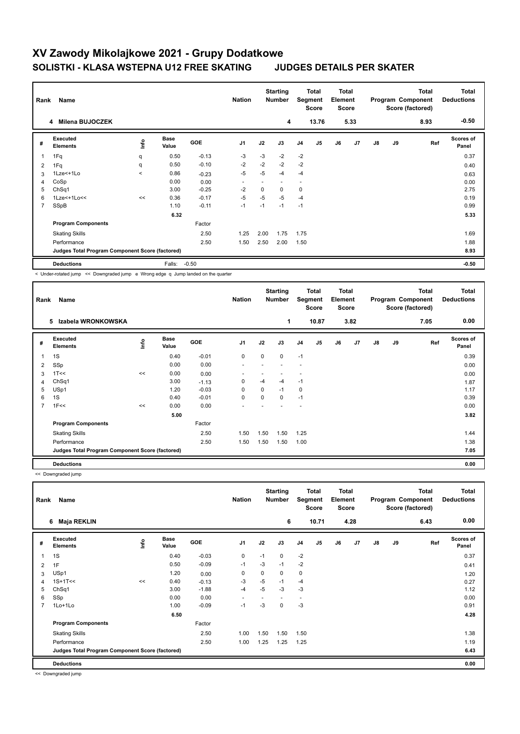# XV Zawody Mikolajkowe 2021 - Grupy Dodatkowe

## SOLISTKI - KLASA WSTEPNA U12 FREE SKATING JUDGES DETAILS PER SKATER

| Rank | Name | Nation | Starting Number | Total Segment Score | Total Element Score | Total Program Component Score (factored) | Total Deductions |
|---|---|---|---|---|---|---|---|
| 4 | Milena BUJOCZEK | | 4 | 13.76 | 5.33 | 8.93 | -0.50 |

| # | Executed Elements | Info | Base Value | GOE | J1 | J2 | J3 | J4 | J5 | J6 | J7 | J8 | J9 | Ref | Scores of Panel |
|---|---|---|---|---|---|---|---|---|---|---|---|---|---|---|---|
| 1 | 1Fq | q | 0.50 | -0.13 | -3 | -3 | -2 | -2 | | | | | | | 0.37 |
| 2 | 1Fq | q | 0.50 | -0.10 | -2 | -2 | -2 | -2 | | | | | | | 0.40 |
| 3 | 1Lze<+1Lo | < | 0.86 | -0.23 | -5 | -5 | -4 | -4 | | | | | | | 0.63 |
| 4 | CoSp | | 0.00 | 0.00 | - | - | - | - | | | | | | | 0.00 |
| 5 | ChSq1 | | 3.00 | -0.25 | -2 | 0 | 0 | 0 | | | | | | | 2.75 |
| 6 | 1Lze<+1Lo<< | << | 0.36 | -0.17 | -5 | -5 | -5 | -4 | | | | | | | 0.19 |
| 7 | SSpB | | 1.10 | -0.11 | -1 | -1 | -1 | -1 | | | | | | | 0.99 |
| | | | 6.32 | | | | | | | | | | | | 5.33 |
| | **Program Components** | | | Factor | | | | | | | | | | | |
| | Skating Skills | | | 2.50 | 1.25 | 2.00 | 1.75 | 1.75 | | | | | | | 1.69 |
| | Performance | | | 2.50 | 1.50 | 2.50 | 2.00 | 1.50 | | | | | | | 1.88 |
| | **Judges Total Program Component Score (factored)** | | | | | | | | | | | | | | 8.93 |
| | **Deductions** | | Falls: | -0.50 | | | | | | | | | | | -0.50 |

< Under-rotated jump << Downgraded jump e Wrong edge q Jump landed on the quarter

| Rank | Name | Nation | Starting Number | Total Segment Score | Total Element Score | Total Program Component Score (factored) | Total Deductions |
|---|---|---|---|---|---|---|---|
| 5 | Izabela WRONKOWSKA | | 1 | 10.87 | 3.82 | 7.05 | 0.00 |

| # | Executed Elements | Info | Base Value | GOE | J1 | J2 | J3 | J4 | J5 | J6 | J7 | J8 | J9 | Ref | Scores of Panel |
|---|---|---|---|---|---|---|---|---|---|---|---|---|---|---|---|
| 1 | 1S | | 0.40 | -0.01 | 0 | 0 | 0 | -1 | | | | | | | 0.39 |
| 2 | SSp | | 0.00 | 0.00 | - | - | - | - | | | | | | | 0.00 |
| 3 | 1T<< | << | 0.00 | 0.00 | - | - | - | - | | | | | | | 0.00 |
| 4 | ChSq1 | | 3.00 | -1.13 | 0 | -4 | -4 | -1 | | | | | | | 1.87 |
| 5 | USp1 | | 1.20 | -0.03 | 0 | 0 | -1 | 0 | | | | | | | 1.17 |
| 6 | 1S | | 0.40 | -0.01 | 0 | 0 | 0 | -1 | | | | | | | 0.39 |
| 7 | 1F<< | << | 0.00 | 0.00 | - | - | - | - | | | | | | | 0.00 |
| | | | 5.00 | | | | | | | | | | | | 3.82 |
| | **Program Components** | | | Factor | | | | | | | | | | | |
| | Skating Skills | | | 2.50 | 1.50 | 1.50 | 1.50 | 1.25 | | | | | | | 1.44 |
| | Performance | | | 2.50 | 1.50 | 1.50 | 1.50 | 1.00 | | | | | | | 1.38 |
| | **Judges Total Program Component Score (factored)** | | | | | | | | | | | | | | 7.05 |
| | **Deductions** | | | | | | | | | | | | | | 0.00 |

<< Downgraded jump

| Rank | Name | Nation | Starting Number | Total Segment Score | Total Element Score | Total Program Component Score (factored) | Total Deductions |
|---|---|---|---|---|---|---|---|
| 6 | Maja REKLIN | | 6 | 10.71 | 4.28 | 6.43 | 0.00 |

| # | Executed Elements | Info | Base Value | GOE | J1 | J2 | J3 | J4 | J5 | J6 | J7 | J8 | J9 | Ref | Scores of Panel |
|---|---|---|---|---|---|---|---|---|---|---|---|---|---|---|---|
| 1 | 1S | | 0.40 | -0.03 | 0 | -1 | 0 | -2 | | | | | | | 0.37 |
| 2 | 1F | | 0.50 | -0.09 | -1 | -3 | -1 | -2 | | | | | | | 0.41 |
| 3 | USp1 | | 1.20 | 0.00 | 0 | 0 | 0 | 0 | | | | | | | 1.20 |
| 4 | 1S+1T<< | << | 0.40 | -0.13 | -3 | -5 | -1 | -4 | | | | | | | 0.27 |
| 5 | ChSq1 | | 3.00 | -1.88 | -4 | -5 | -3 | -3 | | | | | | | 1.12 |
| 6 | SSp | | 0.00 | 0.00 | - | - | - | - | | | | | | | 0.00 |
| 7 | 1Lo+1Lo | | 1.00 | -0.09 | -1 | -3 | 0 | -3 | | | | | | | 0.91 |
| | | | 6.50 | | | | | | | | | | | | 4.28 |
| | **Program Components** | | | Factor | | | | | | | | | | | |
| | Skating Skills | | | 2.50 | 1.00 | 1.50 | 1.50 | 1.50 | | | | | | | 1.38 |
| | Performance | | | 2.50 | 1.00 | 1.25 | 1.25 | 1.25 | | | | | | | 1.19 |
| | **Judges Total Program Component Score (factored)** | | | | | | | | | | | | | | 6.43 |
| | **Deductions** | | | | | | | | | | | | | | 0.00 |

<< Downgraded jump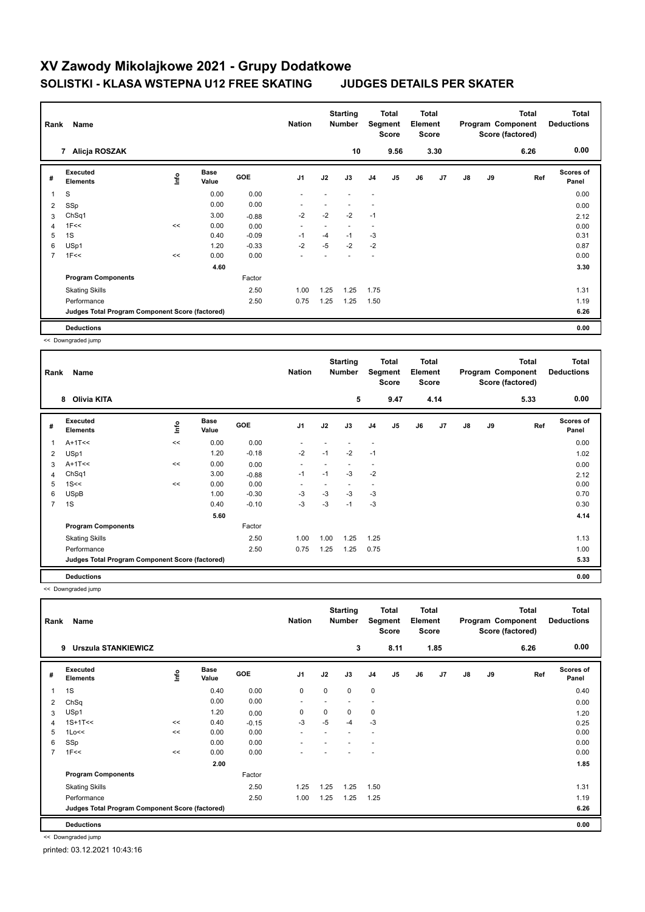# XV Zawody Mikolajkowe 2021 - Grupy Dodatkowe

## SOLISTKI - KLASA WSTEPNA U12 FREE SKATING JUDGES DETAILS PER SKATER

| Rank | Name | Nation | Starting Number | Total Segment Score | Total Element Score | Total Program Component Score (factored) | Total Deductions |
|---|---|---|---|---|---|---|---|
| 7 | Alicja ROSZAK | | 10 | 9.56 | 3.30 | 6.26 | 0.00 |

| # | Executed Elements | Info | Base Value | GOE | J1 | J2 | J3 | J4 | J5 | J6 | J7 | J8 | J9 | Ref | Scores of Panel |
|---|---|---|---|---|---|---|---|---|---|---|---|---|---|---|---|
| 1 | S | | 0.00 | 0.00 | - | - | - | - | | | | | | | 0.00 |
| 2 | SSp | | 0.00 | 0.00 | - | - | - | - | | | | | | | 0.00 |
| 3 | ChSq1 | | 3.00 | -0.88 | -2 | -2 | -2 | -1 | | | | | | | 2.12 |
| 4 | 1F<< | << | 0.00 | 0.00 | - | - | - | - | | | | | | | 0.00 |
| 5 | 1S | | 0.40 | -0.09 | -1 | -4 | -1 | -3 | | | | | | | 0.31 |
| 6 | USp1 | | 1.20 | -0.33 | -2 | -5 | -2 | -2 | | | | | | | 0.87 |
| 7 | 1F<< | << | 0.00 | 0.00 | - | - | - | - | | | | | | | 0.00 |
| | | | 4.60 | | | | | | | | | | | | 3.30 |
| | Program Components | | | Factor | | | | | | | | | | | |
| | Skating Skills | | | 2.50 | 1.00 | 1.25 | 1.25 | 1.75 | | | | | | | 1.31 |
| | Performance | | | 2.50 | 0.75 | 1.25 | 1.25 | 1.50 | | | | | | | 1.19 |
| | Judges Total Program Component Score (factored) | | | | | | | | | | | | | | 6.26 |
| | Deductions | | | | | | | | | | | | | | 0.00 |

<< Downgraded jump

| Rank | Name | Nation | Starting Number | Total Segment Score | Total Element Score | Total Program Component Score (factored) | Total Deductions |
|---|---|---|---|---|---|---|---|
| 8 | Olivia KITA | | 5 | 9.47 | 4.14 | 5.33 | 0.00 |

| # | Executed Elements | Info | Base Value | GOE | J1 | J2 | J3 | J4 | J5 | J6 | J7 | J8 | J9 | Ref | Scores of Panel |
|---|---|---|---|---|---|---|---|---|---|---|---|---|---|---|---|
| 1 | A+1T<< | << | 0.00 | 0.00 | - | - | - | - | | | | | | | 0.00 |
| 2 | USp1 | | 1.20 | -0.18 | -2 | -1 | -2 | -1 | | | | | | | 1.02 |
| 3 | A+1T<< | << | 0.00 | 0.00 | - | - | - | - | | | | | | | 0.00 |
| 4 | ChSq1 | | 3.00 | -0.88 | -1 | -1 | -3 | -2 | | | | | | | 2.12 |
| 5 | 1S<< | << | 0.00 | 0.00 | - | - | - | - | | | | | | | 0.00 |
| 6 | USpB | | 1.00 | -0.30 | -3 | -3 | -3 | -3 | | | | | | | 0.70 |
| 7 | 1S | | 0.40 | -0.10 | -3 | -3 | -1 | -3 | | | | | | | 0.30 |
| | | | 5.60 | | | | | | | | | | | | 4.14 |
| | Program Components | | | Factor | | | | | | | | | | | |
| | Skating Skills | | | 2.50 | 1.00 | 1.00 | 1.25 | 1.25 | | | | | | | 1.13 |
| | Performance | | | 2.50 | 0.75 | 1.25 | 1.25 | 0.75 | | | | | | | 1.00 |
| | Judges Total Program Component Score (factored) | | | | | | | | | | | | | | 5.33 |
| | Deductions | | | | | | | | | | | | | | 0.00 |

<< Downgraded jump

| Rank | Name | Nation | Starting Number | Total Segment Score | Total Element Score | Total Program Component Score (factored) | Total Deductions |
|---|---|---|---|---|---|---|---|
| 9 | Urszula STANKIEWICZ | | 3 | 8.11 | 1.85 | 6.26 | 0.00 |

| # | Executed Elements | Info | Base Value | GOE | J1 | J2 | J3 | J4 | J5 | J6 | J7 | J8 | J9 | Ref | Scores of Panel |
|---|---|---|---|---|---|---|---|---|---|---|---|---|---|---|---|
| 1 | 1S | | 0.40 | 0.00 | 0 | 0 | 0 | 0 | | | | | | | 0.40 |
| 2 | ChSq | | 0.00 | 0.00 | - | - | - | - | | | | | | | 0.00 |
| 3 | USp1 | | 1.20 | 0.00 | 0 | 0 | 0 | 0 | | | | | | | 1.20 |
| 4 | 1S+1T<< | << | 0.40 | -0.15 | -3 | -5 | -4 | -3 | | | | | | | 0.25 |
| 5 | 1Lo<< | << | 0.00 | 0.00 | - | - | - | - | | | | | | | 0.00 |
| 6 | SSp | | 0.00 | 0.00 | - | - | - | - | | | | | | | 0.00 |
| 7 | 1F<< | << | 0.00 | 0.00 | - | - | - | - | | | | | | | 0.00 |
| | | | 2.00 | | | | | | | | | | | | 1.85 |
| | Program Components | | | Factor | | | | | | | | | | | |
| | Skating Skills | | | 2.50 | 1.25 | 1.25 | 1.25 | 1.50 | | | | | | | 1.31 |
| | Performance | | | 2.50 | 1.00 | 1.25 | 1.25 | 1.25 | | | | | | | 1.19 |
| | Judges Total Program Component Score (factored) | | | | | | | | | | | | | | 6.26 |
| | Deductions | | | | | | | | | | | | | | 0.00 |

<< Downgraded jump

printed: 03.12.2021 10:43:16